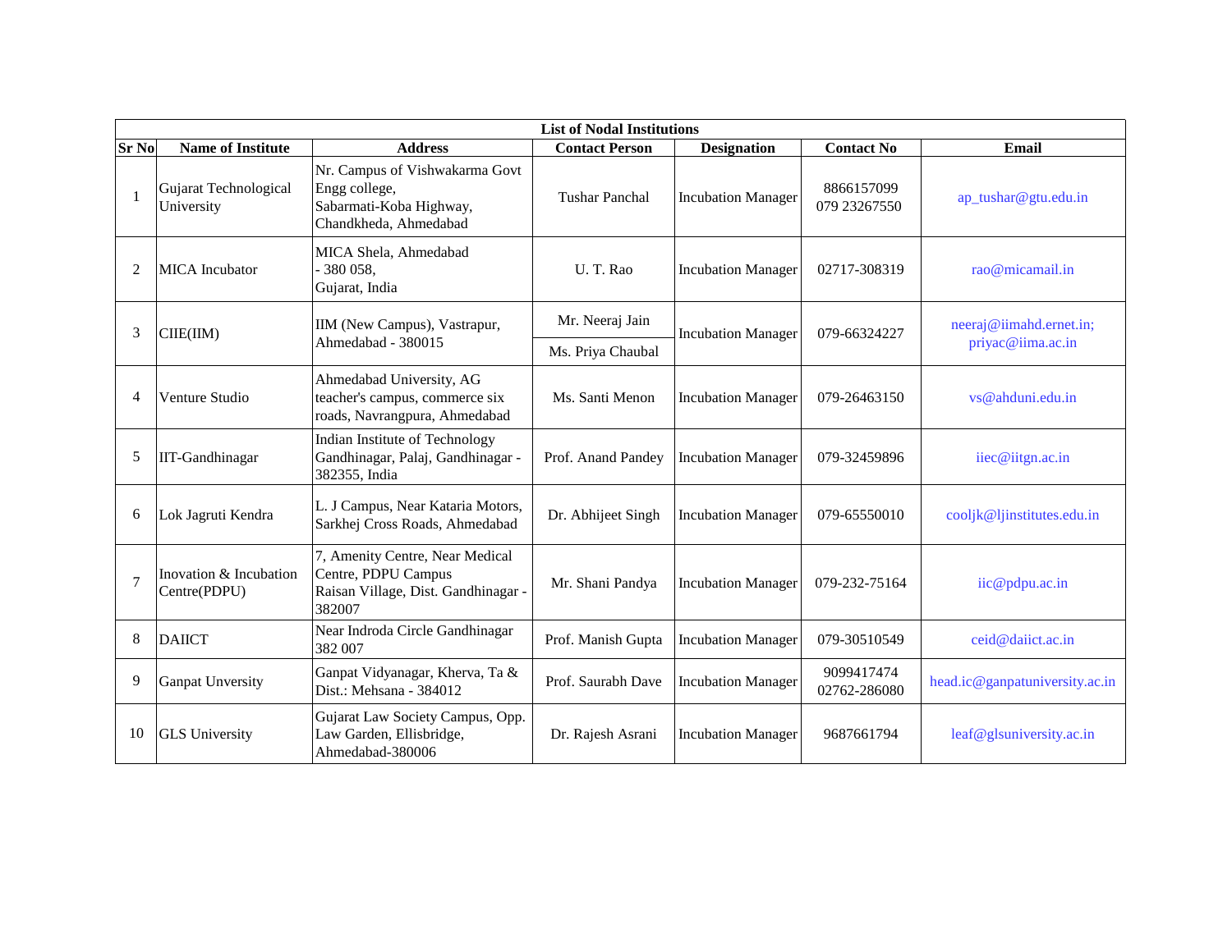| List of Nodal Institutions | | | | | | |
|---|---|---|---|---|---|---|
| **Sr No** | **Name of Institute** | **Address** | **Contact Person** | **Designation** | **Contact No** | **Email** |
| 1 | Gujarat Technological University | Nr. Campus of Vishwakarma Govt Engg college, Sabarmati-Koba Highway, Chandkheda, Ahmedabad | Tushar Panchal | Incubation Manager | 8866157099 079 23267550 | ap_tushar@gtu.edu.in |
| 2 | MICA Incubator | MICA Shela, Ahmedabad - 380 058, Gujarat, India | U. T. Rao | Incubation Manager | 02717-308319 | rao@micamail.in |
| 3 | CIIE(IIM) | IIM (New Campus), Vastrapur, Ahmedabad - 380015 | Mr. Neeraj Jain<br>Ms. Priya Chaubal | Incubation Manager | 079-66324227 | neeraj@iimahd.ernet.in; priyac@iima.ac.in |
| 4 | Venture Studio | Ahmedabad University, AG teacher's campus, commerce six roads, Navrangpura, Ahmedabad | Ms. Santi Menon | Incubation Manager | 079-26463150 | vs@ahduni.edu.in |
| 5 | IIT-Gandhinagar | Indian Institute of Technology Gandhinagar, Palaj, Gandhinagar - 382355, India | Prof. Anand Pandey | Incubation Manager | 079-32459896 | iiec@iitgn.ac.in |
| 6 | Lok Jagruti Kendra | L. J Campus, Near Kataria Motors, Sarkhej Cross Roads, Ahmedabad | Dr. Abhijeet Singh | Incubation Manager | 079-65550010 | cooljk@ljinstitutes.edu.in |
| 7 | Inovation & Incubation Centre(PDPU) | 7, Amenity Centre, Near Medical Centre, PDPU Campus Raisan Village, Dist. Gandhinagar - 382007 | Mr. Shani Pandya | Incubation Manager | 079-232-75164 | iic@pdpu.ac.in |
| 8 | DAIICT | Near Indroda Circle Gandhinagar 382 007 | Prof. Manish Gupta | Incubation Manager | 079-30510549 | ceid@daiict.ac.in |
| 9 | Ganpat Unversity | Ganpat Vidyanagar, Kherva, Ta & Dist.: Mehsana - 384012 | Prof. Saurabh Dave | Incubation Manager | 9099417474 02762-286080 | head.ic@ganpatuniversity.ac.in |
| 10 | GLS University | Gujarat Law Society Campus, Opp. Law Garden, Ellisbridge, Ahmedabad-380006 | Dr. Rajesh Asrani | Incubation Manager | 9687661794 | leaf@glsuniversity.ac.in |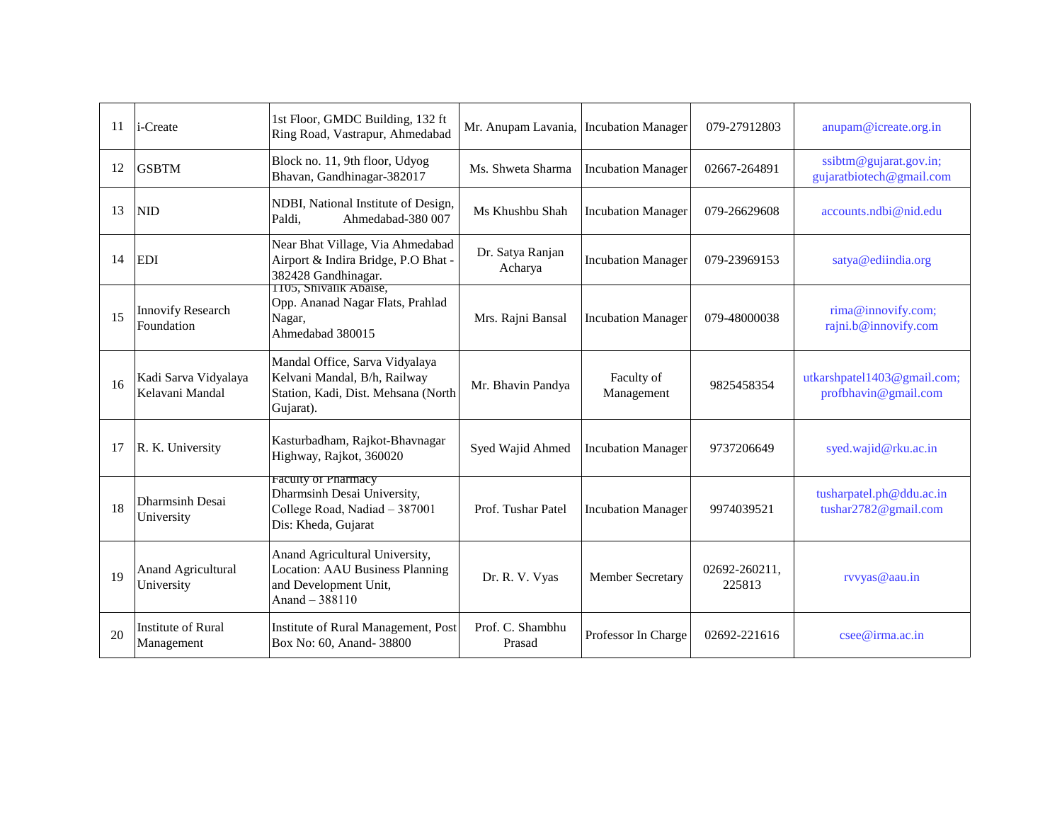| 11 | i-Create | 1st Floor, GMDC Building, 132 ft Ring Road, Vastrapur, Ahmedabad | Mr. Anupam Lavania, | Incubation Manager | 079-27912803 | anupam@icreate.org.in |
|---|---|---|---|---|---|---|
| 12 | GSBTM | Block no. 11, 9th floor, Udyog Bhavan, Gandhinagar-382017 | Ms. Shweta Sharma | Incubation Manager | 02667-264891 | ssibtm@gujarat.gov.in; gujaratbiotech@gmail.com |
| 13 | NID | NDBI, National Institute of Design, Paldi, Ahmedabad-380 007 | Ms Khushbu Shah | Incubation Manager | 079-26629608 | accounts.ndbi@nid.edu |
| 14 | EDI | Near Bhat Village, Via Ahmedabad Airport & Indira Bridge, P.O Bhat - 382428 Gandhinagar. | Dr. Satya Ranjan Acharya | Incubation Manager | 079-23969153 | satya@ediindia.org |
| 15 | Innovify Research Foundation | 1105, Shivalik Abaise, Opp. Ananad Nagar Flats, Prahlad Nagar, Ahmedabad 380015 | Mrs. Rajni Bansal | Incubation Manager | 079-48000038 | rima@innovify.com; rajni.b@innovify.com |
| 16 | Kadi Sarva Vidyalaya Kelavani Mandal | Mandal Office, Sarva Vidyalaya Kelvani Mandal, B/h, Railway Station, Kadi, Dist. Mehsana (North Gujarat). | Mr. Bhavin Pandya | Faculty of Management | 9825458354 | utkarshpatel1403@gmail.com; profbhavin@gmail.com |
| 17 | R. K. University | Kasturbadham, Rajkot-Bhavnagar Highway, Rajkot, 360020 | Syed Wajid Ahmed | Incubation Manager | 9737206649 | syed.wajid@rku.ac.in |
| 18 | Dharmsinh Desai University | Faculty of Pharmacy Dharmsinh Desai University, College Road, Nadiad – 387001 Dis: Kheda, Gujarat | Prof. Tushar Patel | Incubation Manager | 9974039521 | tusharpatel.ph@ddu.ac.in tushar2782@gmail.com |
| 19 | Anand Agricultural University | Anand Agricultural University, Location: AAU Business Planning and Development Unit, Anand – 388110 | Dr. R. V. Vyas | Member Secretary | 02692-260211, 225813 | rvvyas@aau.in |
| 20 | Institute of Rural Management | Institute of Rural Management, Post Box No: 60, Anand- 38800 | Prof. C. Shambhu Prasad | Professor In Charge | 02692-221616 | csee@irma.ac.in |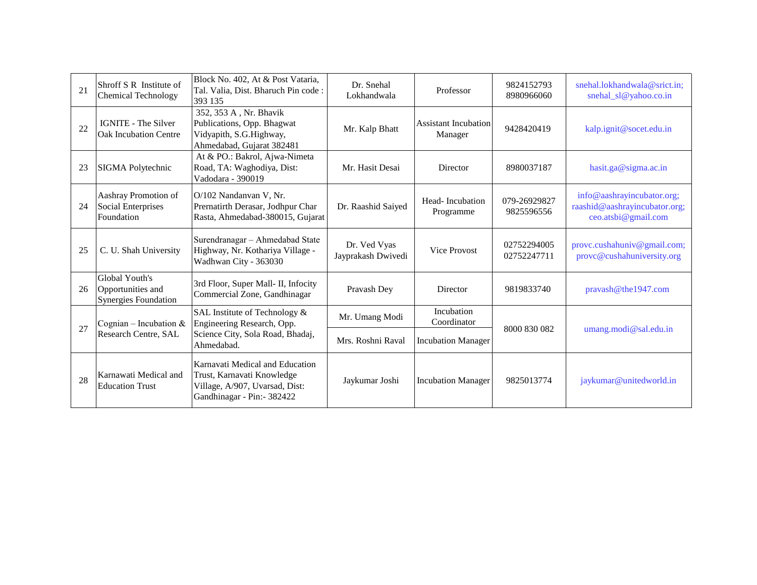| | | | | | | |
|---|---|---|---|---|---|---|
| 21 | Shroff S R Institute of Chemical Technology | Block No. 402, At & Post Vataria, Tal. Valia, Dist. Bharuch Pin code : 393 135 | Dr. Snehal Lokhandwala | Professor | 9824152793 8980966060 | snehal.lokhandwala@srict.in; snehal_sl@yahoo.co.in |
| 22 | IGNITE - The Silver Oak Incubation Centre | 352, 353 A , Nr. Bhavik Publications, Opp. Bhagwat Vidyapith, S.G.Highway, Ahmedabad, Gujarat 382481 | Mr. Kalp Bhatt | Assistant Incubation Manager | 9428420419 | kalp.ignit@socet.edu.in |
| 23 | SIGMA Polytechnic | At & PO.: Bakrol, Ajwa-Nimeta Road, TA: Waghodiya, Dist: Vadodara - 390019 | Mr. Hasit Desai | Director | 8980037187 | hasit.ga@sigma.ac.in |
| 24 | Aashray Promotion of Social Enterprises Foundation | O/102 Nandanvan V, Nr. Prernatirth Derasar, Jodhpur Char Rasta, Ahmedabad-380015, Gujarat | Dr. Raashid Saiyed | Head- Incubation Programme | 079-26929827 9825596556 | info@aashrayincubator.org; raashid@aashrayincubator.org; ceo.atsbi@gmail.com |
| 25 | C. U. Shah University | Surendranagar – Ahmedabad State Highway, Nr. Kothariya Village - Wadhwan City - 363030 | Dr. Ved Vyas Jayprakash Dwivedi | Vice Provost | 02752294005 02752247711 | provc.cushahuniv@gmail.com; provc@cushahuniversity.org |
| 26 | Global Youth's Opportunities and Synergies Foundation | 3rd Floor, Super Mall- II, Infocity Commercial Zone, Gandhinagar | Pravash Dey | Director | 9819833740 | pravash@the1947.com |
| 27 | Cognian – Incubation & Research Centre, SAL | SAL Institute of Technology & Engineering Research, Opp. Science City, Sola Road, Bhadaj, Ahmedabad. | Mr. Umang Modi | Incubation Coordinator | 8000 830 082 | umang.modi@sal.edu.in |
| | | | Mrs. Roshni Raval | Incubation Manager | | |
| 28 | Karnawati Medical and Education Trust | Karnavati Medical and Education Trust, Karnavati Knowledge Village, A/907, Uvarsad, Dist: Gandhinagar - Pin:- 382422 | Jaykumar Joshi | Incubation Manager | 9825013774 | jaykumar@unitedworld.in |